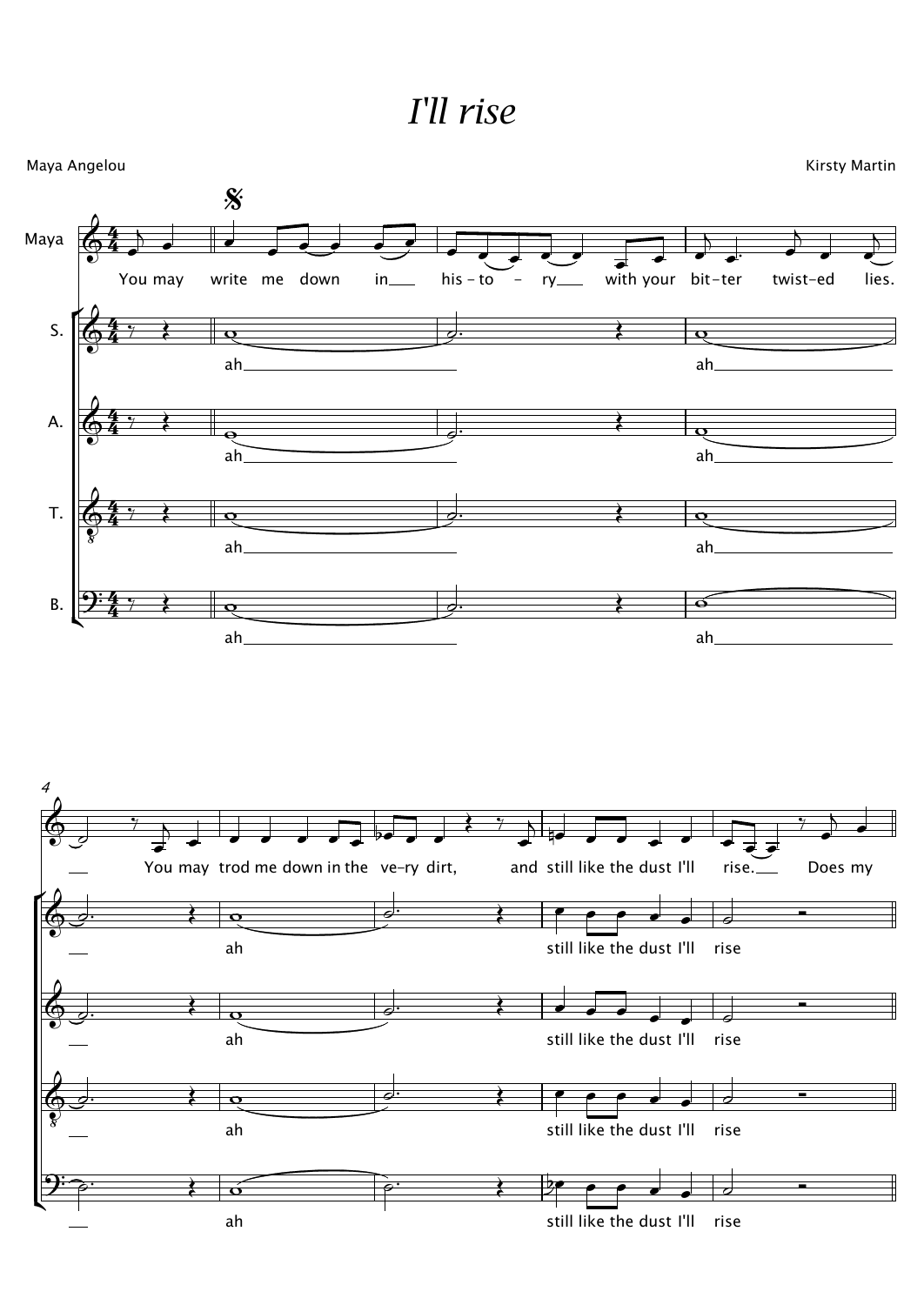# *I'll rise*

Maya Angelou

Kirsty Martin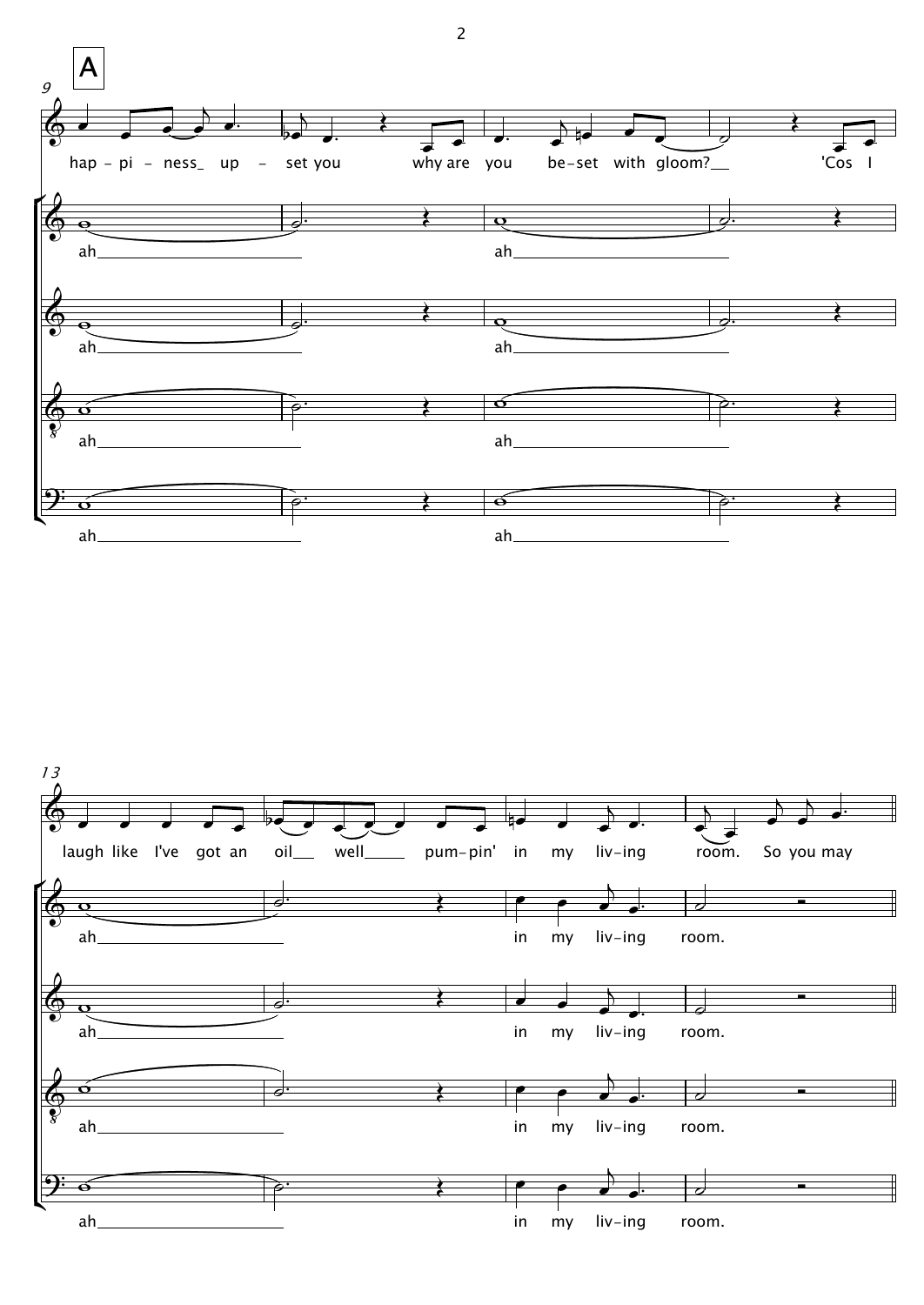A

hap - pi - ness_ up - set you why are you be-set with gloom?__ 'Cos I

ah_______ ah_______

ah_______ ah_______

ah_______ ah_______

ah_______ ah_______

laugh like I've got an oil__ well____ pum-pin' in my liv-ing room. So you may

ah_______ in my liv-ing room.

ah_______ in my liv-ing room.

ah_______ in my liv-ing room.

ah_______ in my liv-ing room.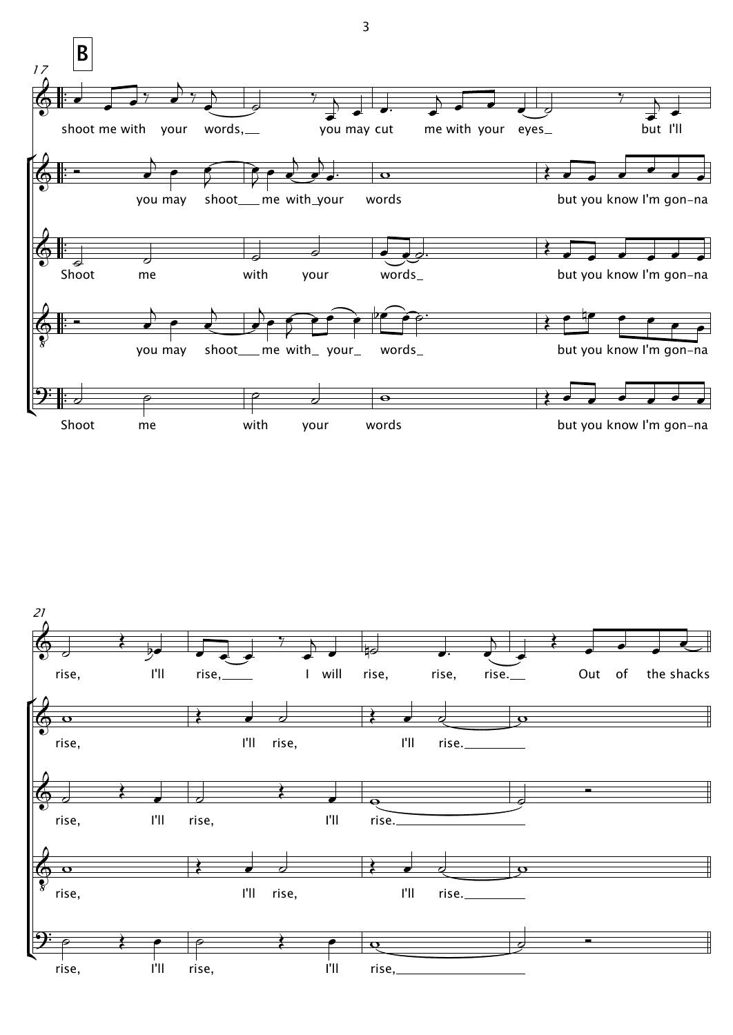**B**

17

shoot me with your words, you may cut me with your eyes but I'll

you may shoot me with your words but you know I'm gon-na

Shoot me with your words but you know I'm gon-na

you may shoot me with your words but you know I'm gon-na

Shoot me with your words but you know I'm gon-na

21

rise, I'll rise, I will rise, rise, rise. Out of the shacks

rise, I'll rise, I'll rise.

rise, I'll rise, I'll rise.

rise, I'll rise, I'll rise.

rise, I'll rise, I'll rise,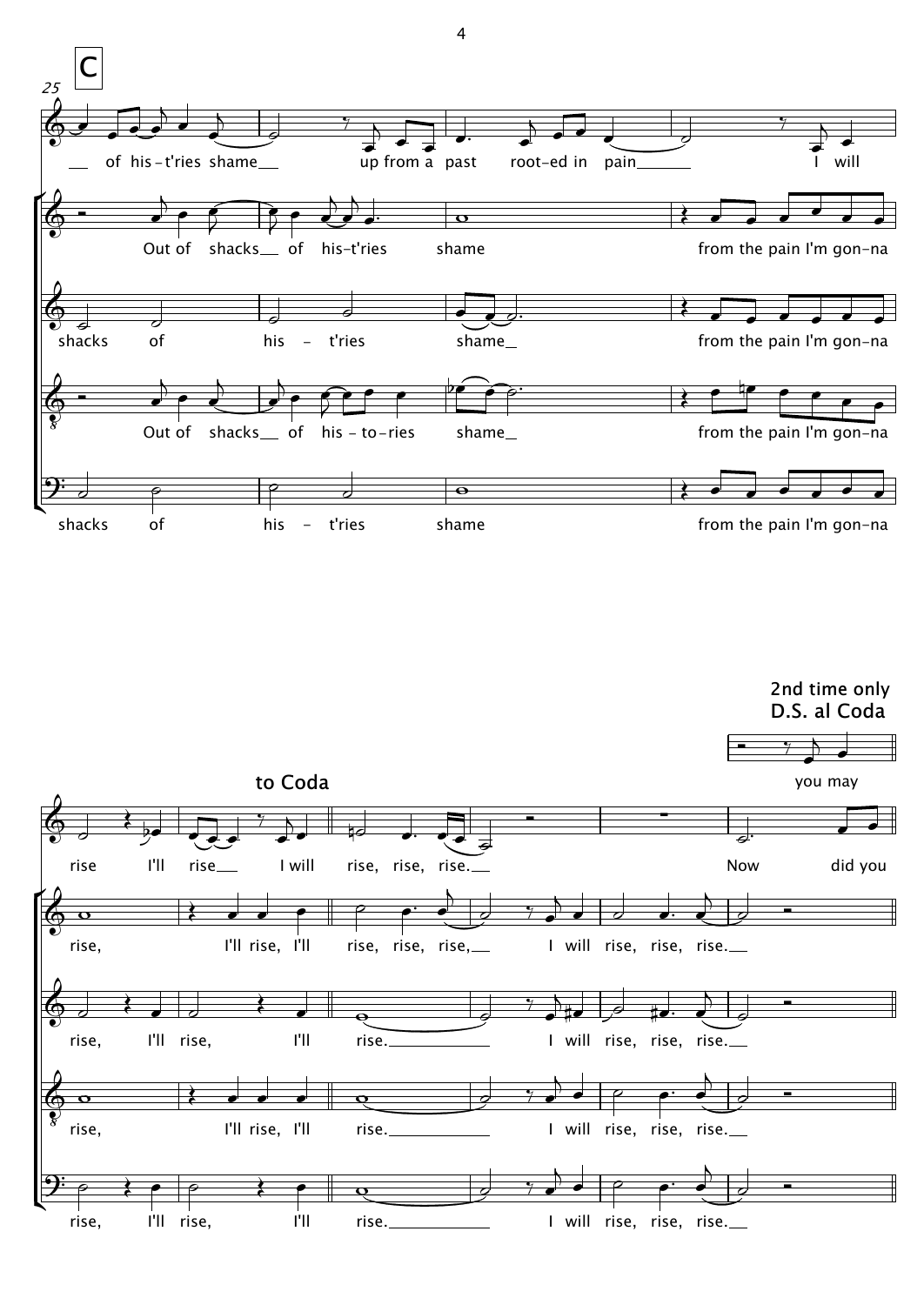C

25

of his-t'ries shame up from a past root-ed in pain I will

Out of shacks of his-t'ries shame from the pain I'm gon-na

shacks of his - t'ries shame from the pain I'm gon-na

Out of shacks of his - to-ries shame from the pain I'm gon-na

shacks of his - t'ries shame from the pain I'm gon-na

to Coda

2nd time only
D.S. al Coda

you may

rise I'll rise I will rise, rise, rise. Now did you

rise, I'll rise, I'll rise, rise, rise, I will rise, rise, rise.

rise, I'll rise, I'll rise. I will rise, rise, rise.

rise, I'll rise, I'll rise. I will rise, rise, rise.

rise, I'll rise, I'll rise. I will rise, rise, rise.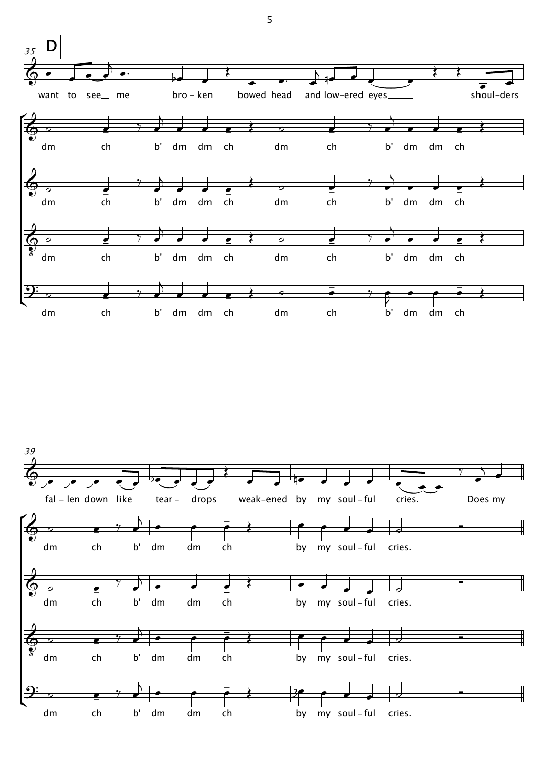**D**

35

want to see__ me bro – ken bowed head and low–ered eyes_____ shoul–ders

dm ch b' dm dm ch dm ch b' dm dm ch

dm ch b' dm dm ch dm ch b' dm dm ch

dm ch b' dm dm ch dm ch b' dm dm ch

dm ch b' dm dm ch dm ch b' dm dm ch

39

fal – len down like__ tear – drops weak–ened by my soul – ful cries._____ Does my

dm ch b' dm dm ch by my soul – ful cries.

dm ch b' dm dm ch by my soul – ful cries.

dm ch b' dm dm ch by my soul – ful cries.

dm ch b' dm dm ch by my soul – ful cries.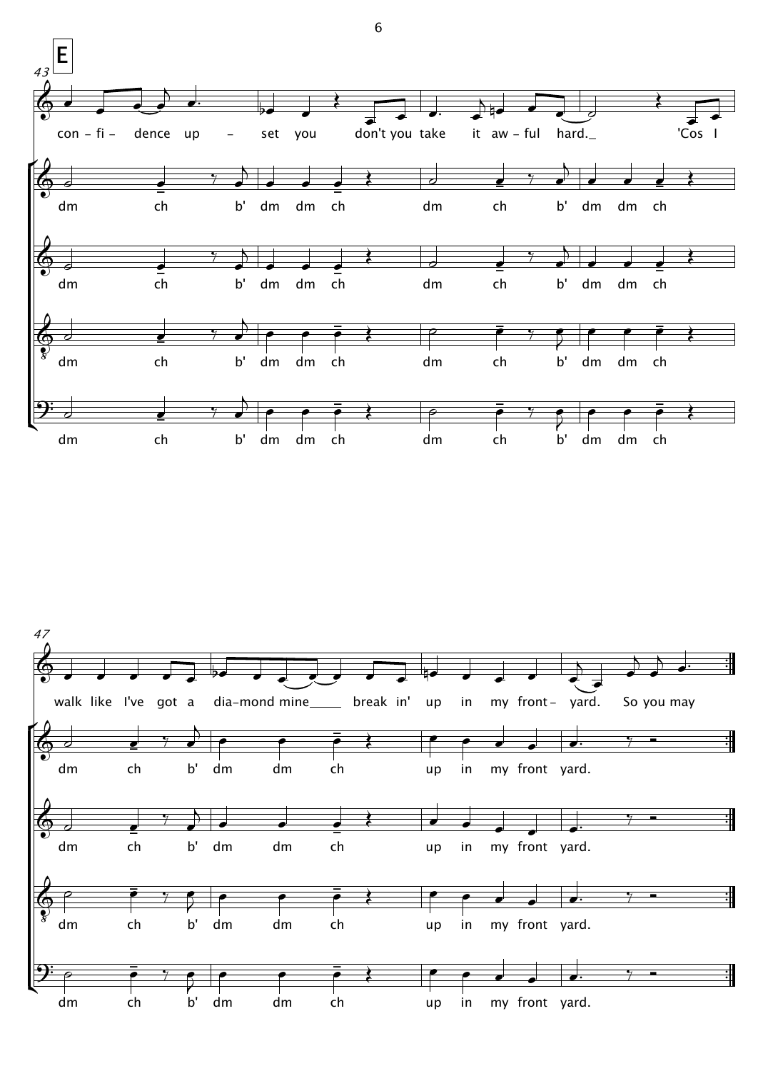**E**

43

con – fi – dence up – set you don't you take it aw – ful hard._ 'Cos I

dm ch b' dm dm ch dm ch b' dm dm ch

dm ch b' dm dm ch dm ch b' dm dm ch

dm ch b' dm dm ch dm ch b' dm dm ch

dm ch b' dm dm ch dm ch b' dm dm ch

47

walk like I've got a dia–mond mine_____ break in' up in my front – yard. So you may

dm ch b' dm dm ch up in my front yard.

dm ch b' dm dm ch up in my front yard.

dm ch b' dm dm ch up in my front yard.

dm ch b' dm dm ch up in my front yard.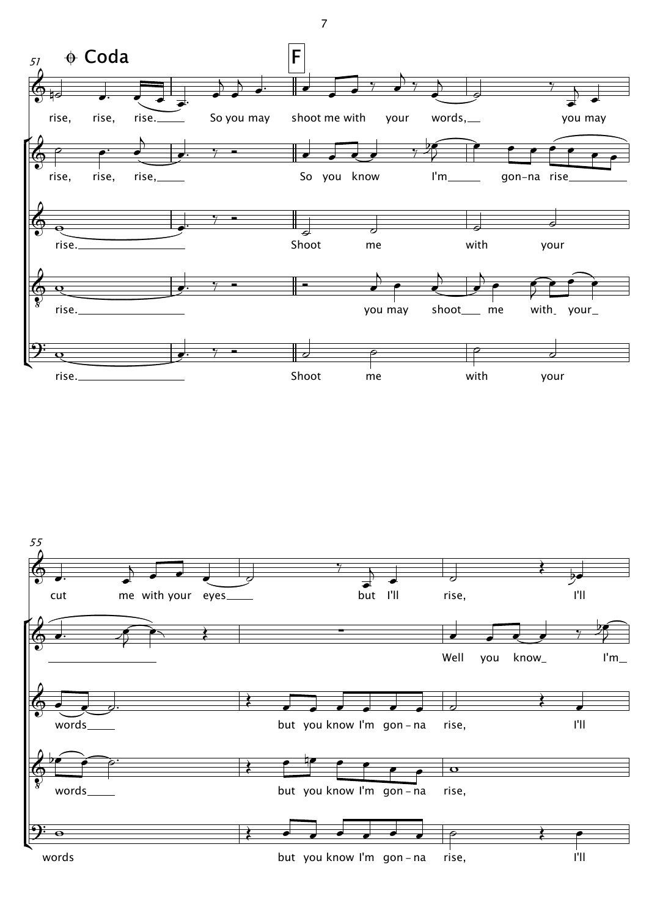Coda

F

rise, rise, rise. So you may shoot me with your words, you may

rise, rise, rise, So you know I'm gon-na rise

rise. Shoot me with your

rise. you may shoot me with your

rise. Shoot me with your

cut me with your eyes but I'll rise, I'll

Well you know I'm

words but you know I'm gon-na rise, I'll

words but you know I'm gon-na rise,

words but you know I'm gon-na rise, I'll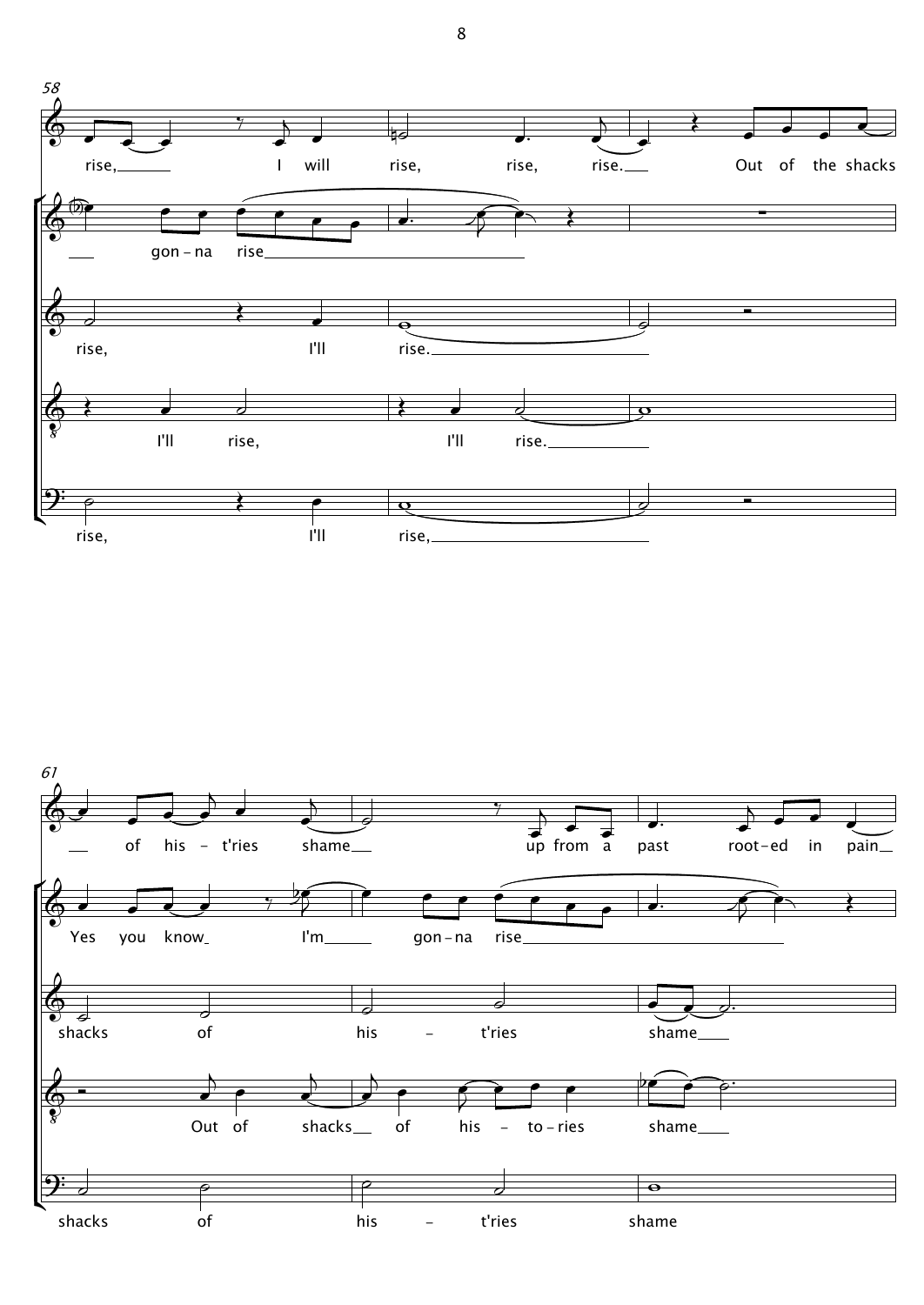58

rise, I will rise, rise, rise. Out of the shacks

gon - na rise

rise, I'll rise.

I'll rise, I'll rise.

rise, I'll rise,

61

of his - t'ries shame up from a past root - ed in pain

Yes you know I'm gon - na rise

shacks of his - t'ries shame

Out of shacks of his - to - ries shame

shacks of his - t'ries shame